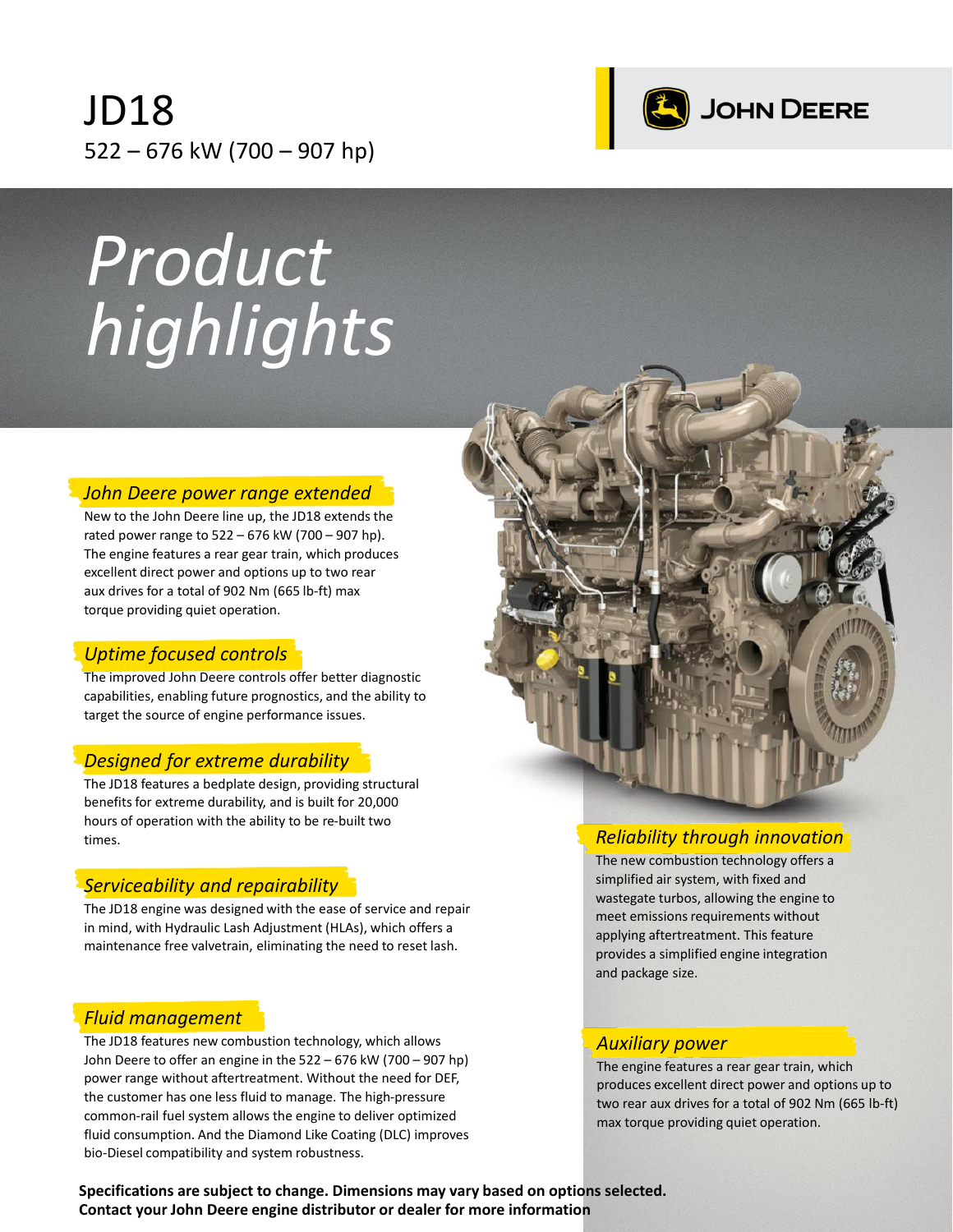# JD18

522 – 676 kW (700 – 907 hp)

JOHN DEERE

# *Product highlights*

### *John Deere power range extended*

New to the John Deere line up, the JD18 extends the rated power range to 522 – 676 kW (700 – 907 hp). The engine features a rear gear train, which produces excellent direct power and options up to two rear aux drives for a total of 902 Nm (665 lb-ft) max torque providing quiet operation.

### *Uptime focused controls*

The improved John Deere controls offer better diagnostic capabilities, enabling future prognostics, and the ability to target the source of engine performance issues.

### *Designed for extreme durability*

The JD18 features a bedplate design, providing structural benefits for extreme durability, and is built for 20,000 hours of operation with the ability to be re-built two times.

### *Serviceability and repairability*

The JD18 engine was designed with the ease of service and repair in mind, with Hydraulic Lash Adjustment (HLAs), which offers a maintenance free valvetrain, eliminating the need to reset lash.

### *Fluid management*

The JD18 features new combustion technology, which allows John Deere to offer an engine in the 522 – 676 kW (700 – 907 hp) power range without aftertreatment. Without the need for DEF, the customer has one less fluid to manage. The high-pressure common-rail fuel system allows the engine to deliver optimized fluid consumption. And the Diamond Like Coating (DLC) improves bio-Diesel compatibility and system robustness.

### *Reliability through innovation*

The new combustion technology offers a simplified air system, with fixed and wastegate turbos, allowing the engine to meet emissions requirements without applying aftertreatment. This feature provides a simplified engine integration and package size.

### *Auxiliary power*

The engine features a rear gear train, which produces excellent direct power and options up to two rear aux drives for a total of 902 Nm (665 lb-ft) max torque providing quiet operation.

**Specifications are subject to change. Dimensions may vary based on options selected.**
**Contact your John Deere engine distributor or dealer for more information**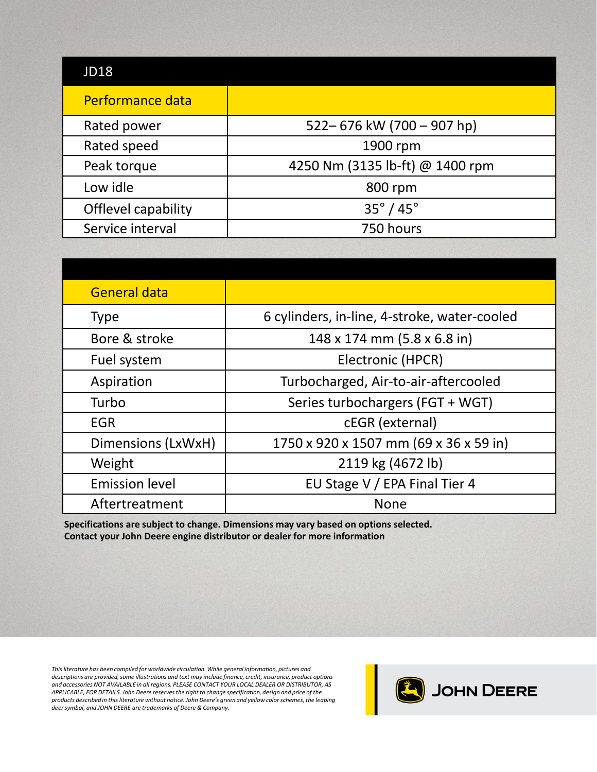| JD18 | |
|---|---|
| **Performance data** | |
| Rated power | 522– 676 kW (700 – 907 hp) |
| Rated speed | 1900 rpm |
| Peak torque | 4250 Nm (3135 lb-ft) @ 1400 rpm |
| Low idle | 800 rpm |
| Offlevel capability | 35° / 45° |
| Service interval | 750 hours |

| | |
|---|---|
| **General data** | |
| Type | 6 cylinders, in-line, 4-stroke, water-cooled |
| Bore & stroke | 148 x 174 mm (5.8 x 6.8 in) |
| Fuel system | Electronic (HPCR) |
| Aspiration | Turbocharged, Air-to-air-aftercooled |
| Turbo | Series turbochargers (FGT + WGT) |
| EGR | cEGR (external) |
| Dimensions (LxWxH) | 1750 x 920 x 1507 mm (69 x 36 x 59 in) |
| Weight | 2119 kg (4672 lb) |
| Emission level | EU Stage V / EPA Final Tier 4 |
| Aftertreatment | None |

**Specifications are subject to change. Dimensions may vary based on options selected.**
**Contact your John Deere engine distributor or dealer for more information**

*This literature has been compiled for worldwide circulation. While general information, pictures and descriptions are provided, some illustrations and text may include finance, credit, insurance, product options and accessories NOT AVAILABLE in all regions. PLEASE CONTACT YOUR LOCAL DEALER OR DISTRIBUTOR, AS APPLICABLE, FOR DETAILS. John Deere reserves the right to change specification, design and price of the products described in this literature without notice. John Deere's green and yellow color schemes, the leaping deer symbol, and JOHN DEERE are trademarks of Deere & Company.*

JOHN DEERE